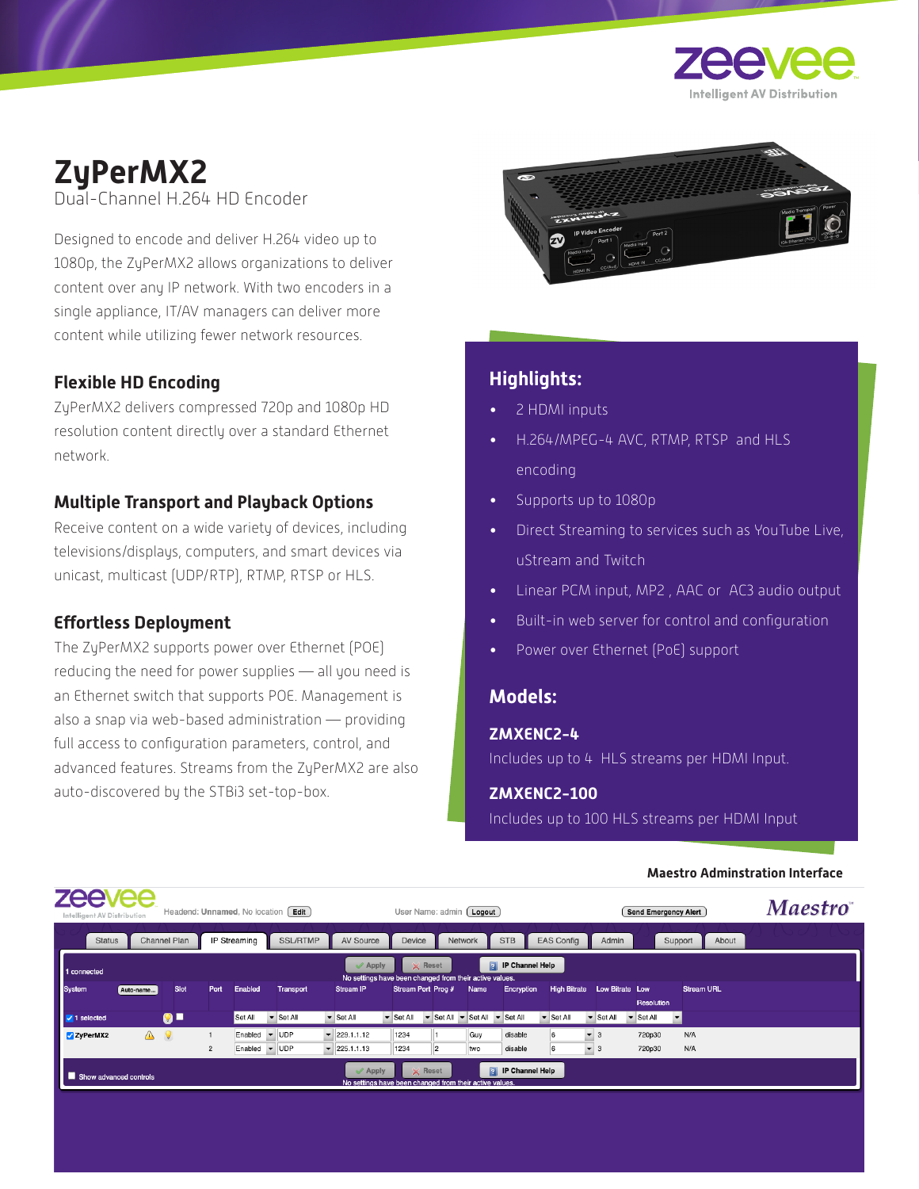# ZyPerMX2

Dual-Channel H.264 HD Encoder

Designed to encode and deliver H.264 video up to 1080p, the ZyPerMX2 allows organizations to deliver content over any IP network. With two encoders in a single appliance, IT/AV managers can deliver more content while utilizing fewer network resources.

### Flexible HD Encoding

ZyPerMX2 delivers compressed 720p and 1080p HD resolution content directly over a standard Ethernet network.

### Multiple Transport and Playback Options

Receive content on a wide variety of devices, including televisions/displays, computers, and smart devices via unicast, multicast (UDP/RTP), RTMP, RTSP or HLS.

### Effortless Deployment

The ZyPerMX2 supports power over Ethernet (POE) reducing the need for power supplies — all you need is an Ethernet switch that supports POE. Management is also a snap via web-based administration — providing full access to configuration parameters, control, and advanced features. Streams from the ZyPerMX2 are also auto-discovered by the STBi3 set-top-box.

## Highlights:

- 2 HDMI inputs
- H.264/MPEG-4 AVC, RTMP, RTSP and HLS encoding
- Supports up to 1080p
- Direct Streaming to services such as YouTube Live, uStream and Twitch
- Linear PCM input, MP2 , AAC or AC3 audio output
- Built-in web server for control and configuration
- Power over Ethernet (PoE) support

## Models:

**ZMXENC2-4**

Includes up to 4 HLS streams per HDMI Input.

**ZMXENC2-100**

Includes up to 100 HLS streams per HDMI Input

**Maestro Adminstration Interface**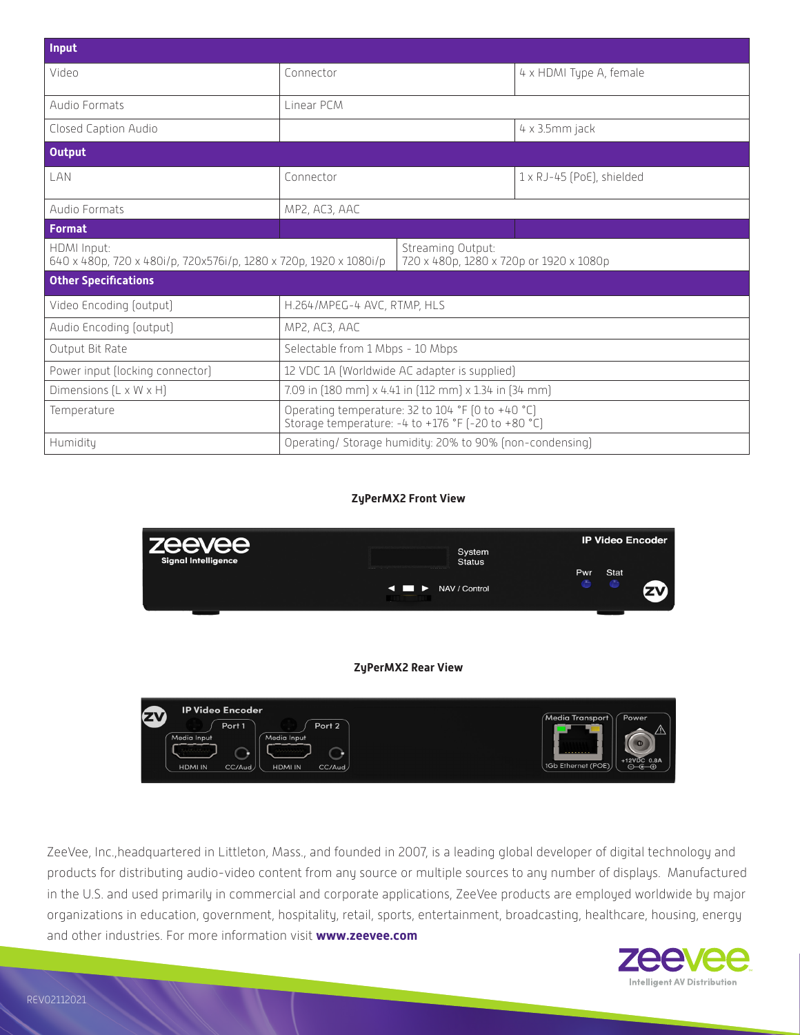| | | |
|---|---|---|
| **Input** | | |
| Video | Connector | 4 x HDMI Type A, female |
| Audio Formats | Linear PCM | |
| Closed Caption Audio | | 4 x 3.5mm jack |
| **Output** | | |
| LAN | Connector | 1 x RJ-45 (PoE), shielded |
| Audio Formats | MP2, AC3, AAC | |
| **Format** | | |
| HDMI Input: 640 x 480p, 720 x 480i/p, 720x576i/p, 1280 x 720p, 1920 x 1080i/p | Streaming Output: 720 x 480p, 1280 x 720p or 1920 x 1080p | |
| **Other Specifications** | | |
| Video Encoding (output) | H.264/MPEG-4 AVC, RTMP, HLS | |
| Audio Encoding (output) | MP2, AC3, AAC | |
| Output Bit Rate | Selectable from 1 Mbps - 10 Mbps | |
| Power input (locking connector) | 12 VDC 1A (Worldwide AC adapter is supplied) | |
| Dimensions (L x W x H) | 7.09 in (180 mm) x 4.41 in (112 mm) x 1.34 in (34 mm) | |
| Temperature | Operating temperature: 32 to 104 °F (0 to +40 °C) Storage temperature: -4 to +176 °F (-20 to +80 °C) | |
| Humidity | Operating/ Storage humidity: 20% to 90% (non-condensing) | |

**ZyPerMX2 Front View**

**ZyPerMX2 Rear View**

ZeeVee, Inc.,headquartered in Littleton, Mass., and founded in 2007, is a leading global developer of digital technology and products for distributing audio-video content from any source or multiple sources to any number of displays. Manufactured in the U.S. and used primarily in commercial and corporate applications, ZeeVee products are employed worldwide by major organizations in education, government, hospitality, retail, sports, entertainment, broadcasting, healthcare, housing, energy and other industries. For more information visit **www.zeevee.com**

REV02112021